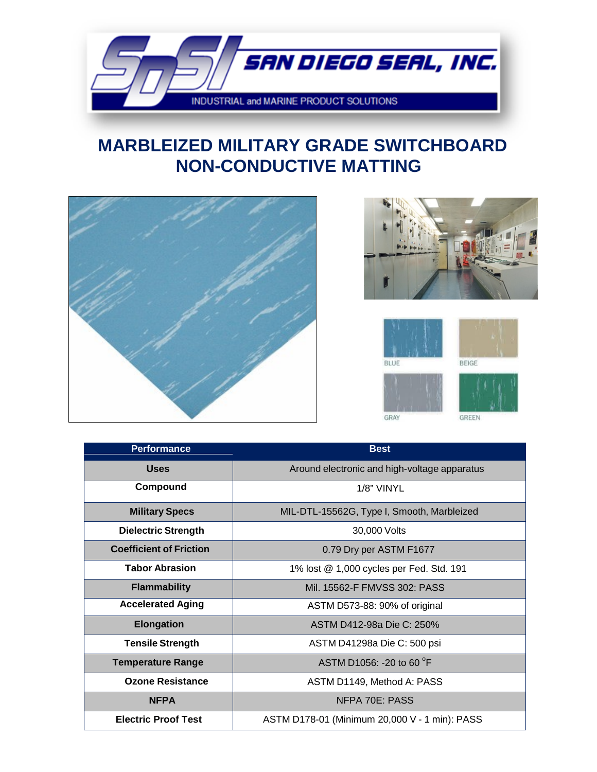# SAN DIEGO SEAL, INC.

INDUSTRIAL and MARINE PRODUCT SOLUTIONS

# MARBLEIZED MILITARY GRADE SWITCHBOARD NON-CONDUCTIVE MATTING

BLUE

BEIGE

GRAY

GREEN

| Performance | Best |
|---|---|
| Uses | Around electronic and high-voltage apparatus |
| Compound | 1/8” VINYL |
| Military Specs | MIL-DTL-15562G, Type I, Smooth, Marbleized |
| Dielectric Strength | 30,000 Volts |
| Coefficient of Friction | 0.79 Dry per ASTM F1677 |
| Tabor Abrasion | 1% lost @ 1,000 cycles per Fed. Std. 191 |
| Flammability | Mil. 15562-F FMVSS 302: PASS |
| Accelerated Aging | ASTM D573-88: 90% of original |
| Elongation | ASTM D412-98a Die C: 250% |
| Tensile Strength | ASTM D41298a Die C: 500 psi |
| Temperature Range | ASTM D1056: -20 to 60 $^{o}$F |
| Ozone Resistance | ASTM D1149, Method A: PASS |
| NFPA | NFPA 70E: PASS |
| Electric Proof Test | ASTM D178-01 (Minimum 20,000 V - 1 min): PASS |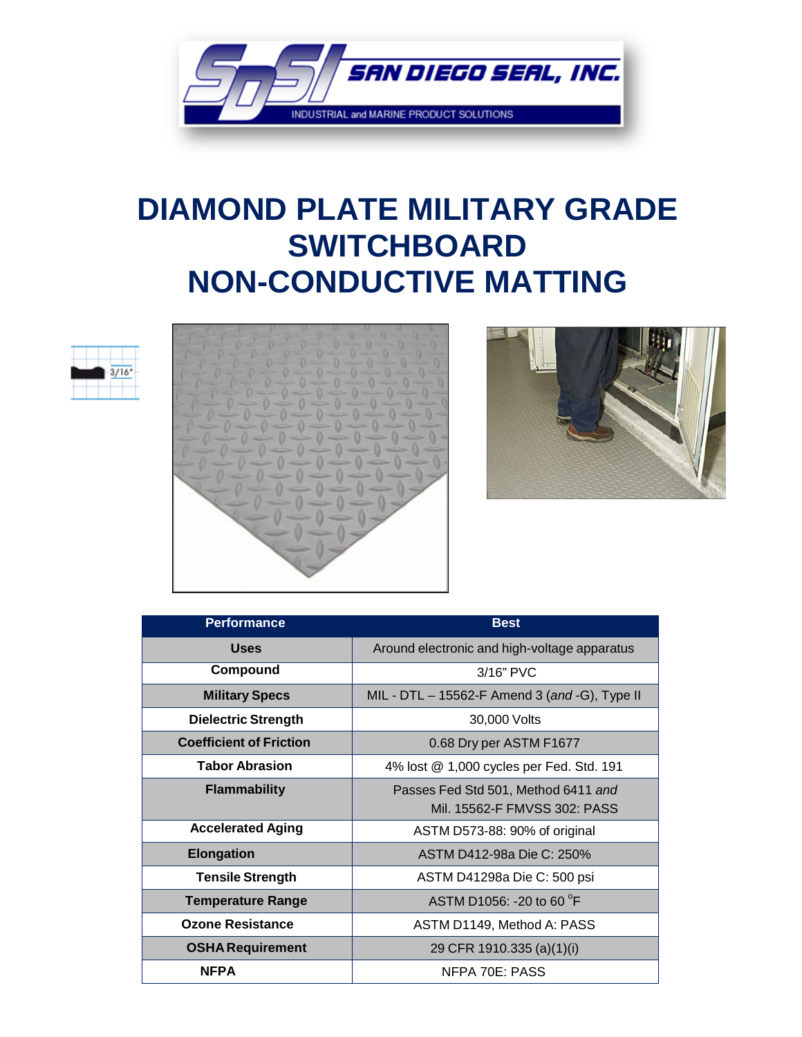SAN DIEGO SEAL, INC.

INDUSTRIAL and MARINE PRODUCT SOLUTIONS

# DIAMOND PLATE MILITARY GRADE SWITCHBOARD NON-CONDUCTIVE MATTING

3/16"

| Performance | Best |
|---|---|
| **Uses** | Around electronic and high-voltage apparatus |
| **Compound** | 3/16" PVC |
| **Military Specs** | MIL - DTL – 15562-F Amend 3 (*and* -G), Type II |
| **Dielectric Strength** | 30,000 Volts |
| **Coefficient of Friction** | 0.68 Dry per ASTM F1677 |
| **Tabor Abrasion** | 4% lost @ 1,000 cycles per Fed. Std. 191 |
| **Flammability** | Passes Fed Std 501, Method 6411 *and* Mil. 15562-F FMVSS 302: PASS |
| **Accelerated Aging** | ASTM D573-88: 90% of original |
| **Elongation** | ASTM D412-98a Die C: 250% |
| **Tensile Strength** | ASTM D41298a Die C: 500 psi |
| **Temperature Range** | ASTM D1056: -20 to 60 °F |
| **Ozone Resistance** | ASTM D1149, Method A: PASS |
| **OSHA Requirement** | 29 CFR 1910.335 (a)(1)(i) |
| **NFPA** | NFPA 70E: PASS |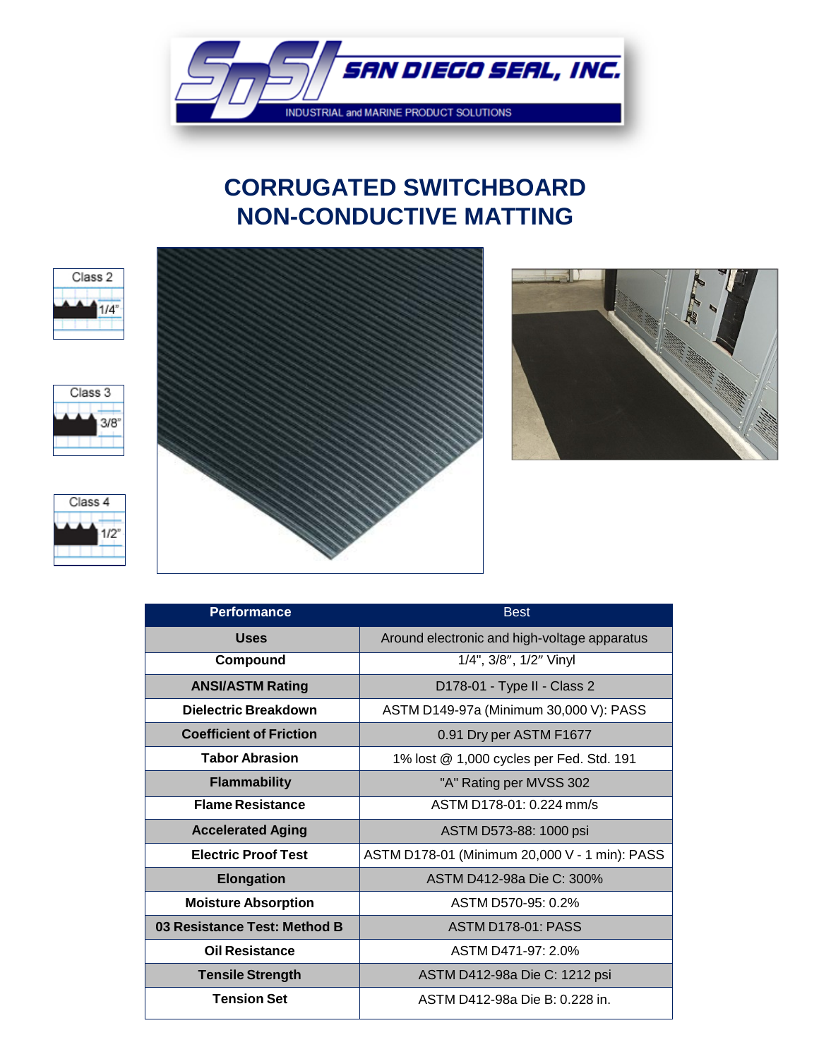# CORRUGATED SWITCHBOARD NON-CONDUCTIVE MATTING

Class 2 — 1/4"

Class 3 — 3/8"

Class 4 — 1/2"

| Performance | Best |
|---|---|
| **Uses** | Around electronic and high-voltage apparatus |
| **Compound** | 1/4", 3/8″, 1/2″ Vinyl |
| **ANSI/ASTM Rating** | D178-01 - Type II - Class 2 |
| **Dielectric Breakdown** | ASTM D149-97a (Minimum 30,000 V): PASS |
| **Coefficient of Friction** | 0.91 Dry per ASTM F1677 |
| **Tabor Abrasion** | 1% lost @ 1,000 cycles per Fed. Std. 191 |
| **Flammability** | "A" Rating per MVSS 302 |
| **Flame Resistance** | ASTM D178-01: 0.224 mm/s |
| **Accelerated Aging** | ASTM D573-88: 1000 psi |
| **Electric Proof Test** | ASTM D178-01 (Minimum 20,000 V - 1 min): PASS |
| **Elongation** | ASTM D412-98a Die C: 300% |
| **Moisture Absorption** | ASTM D570-95: 0.2% |
| **03 Resistance Test: Method B** | ASTM D178-01: PASS |
| **Oil Resistance** | ASTM D471-97: 2.0% |
| **Tensile Strength** | ASTM D412-98a Die C: 1212 psi |
| **Tension Set** | ASTM D412-98a Die B: 0.228 in. |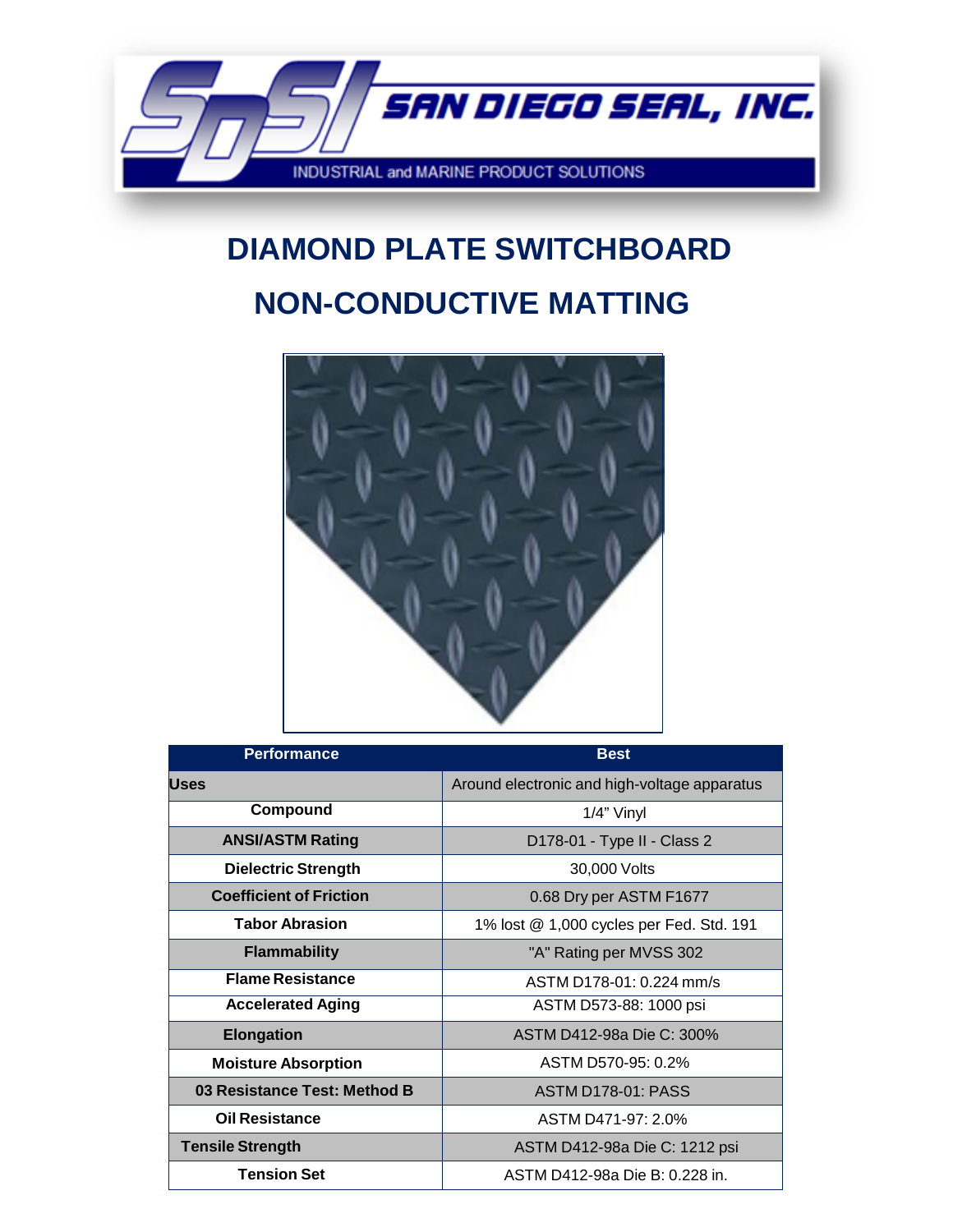SAN DIEGO SEAL, INC.

INDUSTRIAL and MARINE PRODUCT SOLUTIONS

# DIAMOND PLATE SWITCHBOARD NON-CONDUCTIVE MATTING

| Performance | Best |
|---|---|
| **Uses** | Around electronic and high-voltage apparatus |
| **Compound** | 1/4" Vinyl |
| **ANSI/ASTM Rating** | D178-01 - Type II - Class 2 |
| **Dielectric Strength** | 30,000 Volts |
| **Coefficient of Friction** | 0.68 Dry per ASTM F1677 |
| **Tabor Abrasion** | 1% lost @ 1,000 cycles per Fed. Std. 191 |
| **Flammability** | "A" Rating per MVSS 302 |
| **Flame Resistance** | ASTM D178-01: 0.224 mm/s |
| **Accelerated Aging** | ASTM D573-88: 1000 psi |
| **Elongation** | ASTM D412-98a Die C: 300% |
| **Moisture Absorption** | ASTM D570-95: 0.2% |
| **03 Resistance Test: Method B** | ASTM D178-01: PASS |
| **Oil Resistance** | ASTM D471-97: 2.0% |
| **Tensile Strength** | ASTM D412-98a Die C: 1212 psi |
| **Tension Set** | ASTM D412-98a Die B: 0.228 in. |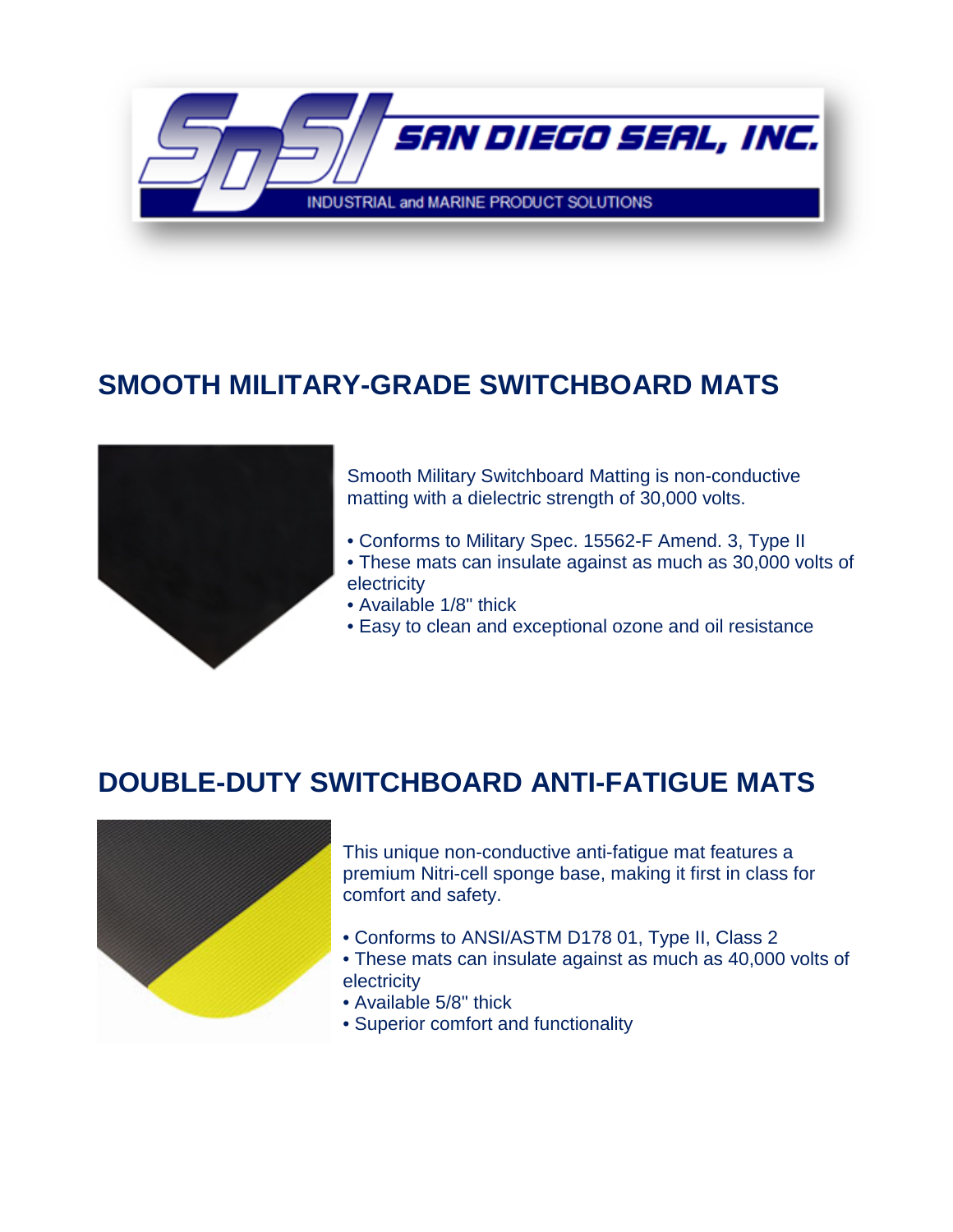SAN DIEGO SEAL, INC.

INDUSTRIAL and MARINE PRODUCT SOLUTIONS

## SMOOTH MILITARY-GRADE SWITCHBOARD MATS

Smooth Military Switchboard Matting is non-conductive matting with a dielectric strength of 30,000 volts.

- Conforms to Military Spec. 15562-F Amend. 3, Type II
- These mats can insulate against as much as 30,000 volts of electricity
- Available 1/8" thick
- Easy to clean and exceptional ozone and oil resistance

## DOUBLE-DUTY SWITCHBOARD ANTI-FATIGUE MATS

This unique non-conductive anti-fatigue mat features a premium Nitri-cell sponge base, making it first in class for comfort and safety.

- Conforms to ANSI/ASTM D178 01, Type II, Class 2
- These mats can insulate against as much as 40,000 volts of electricity
- Available 5/8" thick
- Superior comfort and functionality